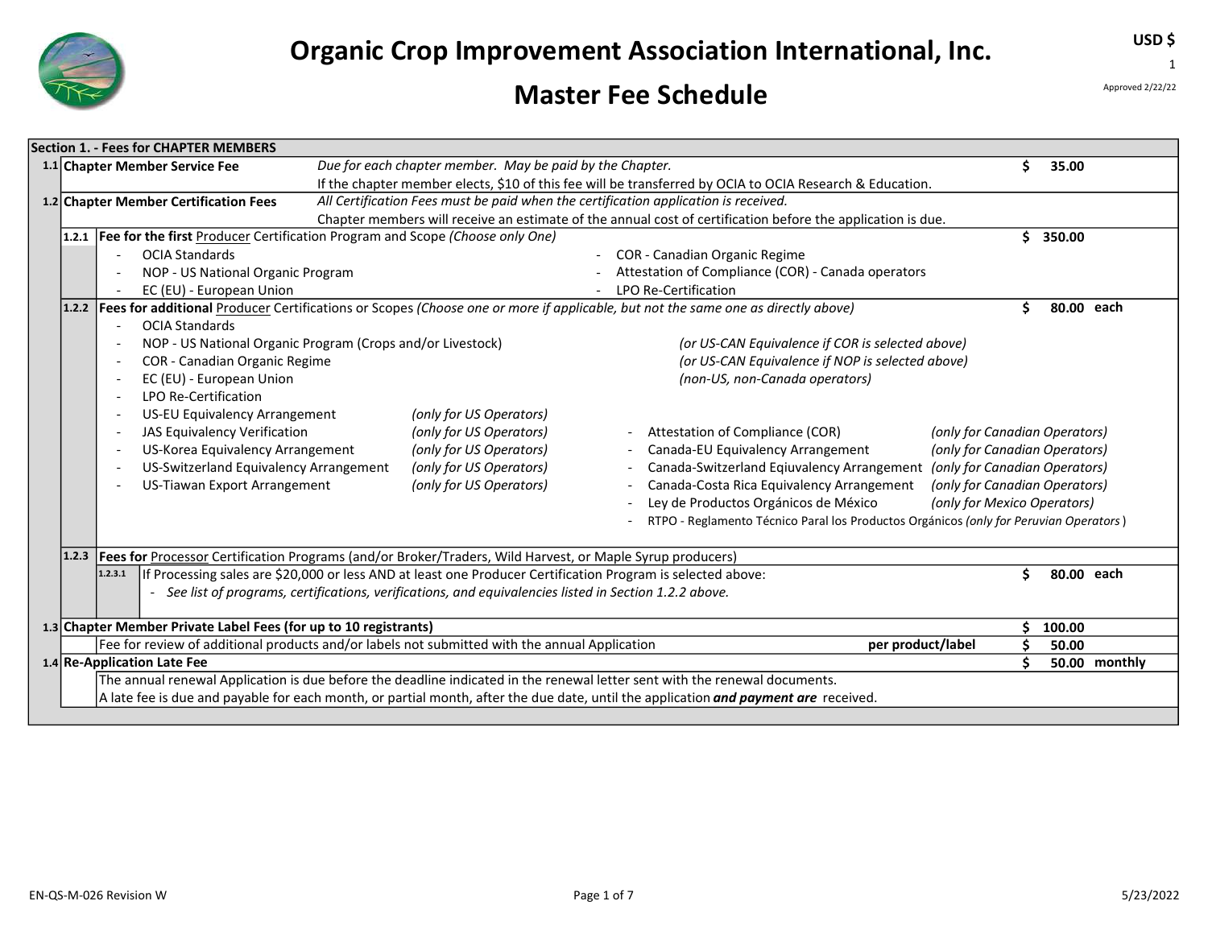# Organic Crop Improvement Association International, Inc.

# Master Fee Schedule

USD $

Approved 2/22/22

## Section 1. - Fees for CHAPTER MEMBERS

**1.1 Chapter Member Service Fee** — *Due for each chapter member. May be paid by the Chapter.* If the chapter member elects, $10 of this fee will be transferred by OCIA to OCIA Research & Education. — **$ 35.00**

**1.2 Chapter Member Certification Fees** — *All Certification Fees must be paid when the certification application is received.* Chapter members will receive an estimate of the annual cost of certification before the application is due.

**1.2.1 Fee for the first Producer Certification Program and Scope** *(Choose only One)* — **$ 350.00**

- OCIA Standards
- NOP - US National Organic Program
- EC (EU) - European Union
- COR - Canadian Organic Regime
- Attestation of Compliance (COR) - Canada operators
- LPO Re-Certification

**1.2.2 Fees for additional Producer Certifications or Scopes** *(Choose one or more if applicable, but not the same one as directly above)* — **$ 80.00 each**

- OCIA Standards
- NOP - US National Organic Program (Crops and/or Livestock) *(or US-CAN Equivalence if COR is selected above)*
- COR - Canadian Organic Regime *(or US-CAN Equivalence if NOP is selected above)*
- EC (EU) - European Union *(non-US, non-Canada operators)*
- LPO Re-Certification
- US-EU Equivalency Arrangement *(only for US Operators)*
- JAS Equivalency Verification *(only for US Operators)*
- US-Korea Equivalency Arrangement *(only for US Operators)*
- US-Switzerland Equivalency Arrangement *(only for US Operators)*
- US-Tiawan Export Arrangement *(only for US Operators)*
- Attestation of Compliance (COR) *(only for Canadian Operators)*
- Canada-EU Equivalency Arrangement *(only for Canadian Operators)*
- Canada-Switzerland Eqiuvalency Arrangement *(only for Canadian Operators)*
- Canada-Costa Rica Equivalency Arrangement *(only for Canadian Operators)*
- Ley de Productos Orgánicos de México *(only for Mexico Operators)*
- RTPO - Reglamento Técnico Paral los Productos Orgánicos *(only for Peruvian Operators)*

**1.2.3 Fees for Processor Certification Programs (and/or Broker/Traders, Wild Harvest, or Maple Syrup producers)**

1.2.3.1 If Processing sales are $20,000 or less AND at least one Producer Certification Program is selected above: — **$ 80.00 each**

- *See list of programs, certifications, verifications, and equivalencies listed in Section 1.2.2 above.*

**1.3 Chapter Member Private Label Fees (for up to 10 registrants)** — **$ 100.00**

Fee for review of additional products and/or labels not submitted with the annual Application — **per product/label $ 50.00**

**1.4 Re-Application Late Fee** — **$ 50.00 monthly**

The annual renewal Application is due before the deadline indicated in the renewal letter sent with the renewal documents.
A late fee is due and payable for each month, or partial month, after the due date, until the application ***and payment are*** received.

EN-QS-M-026 Revision W — 5/23/2022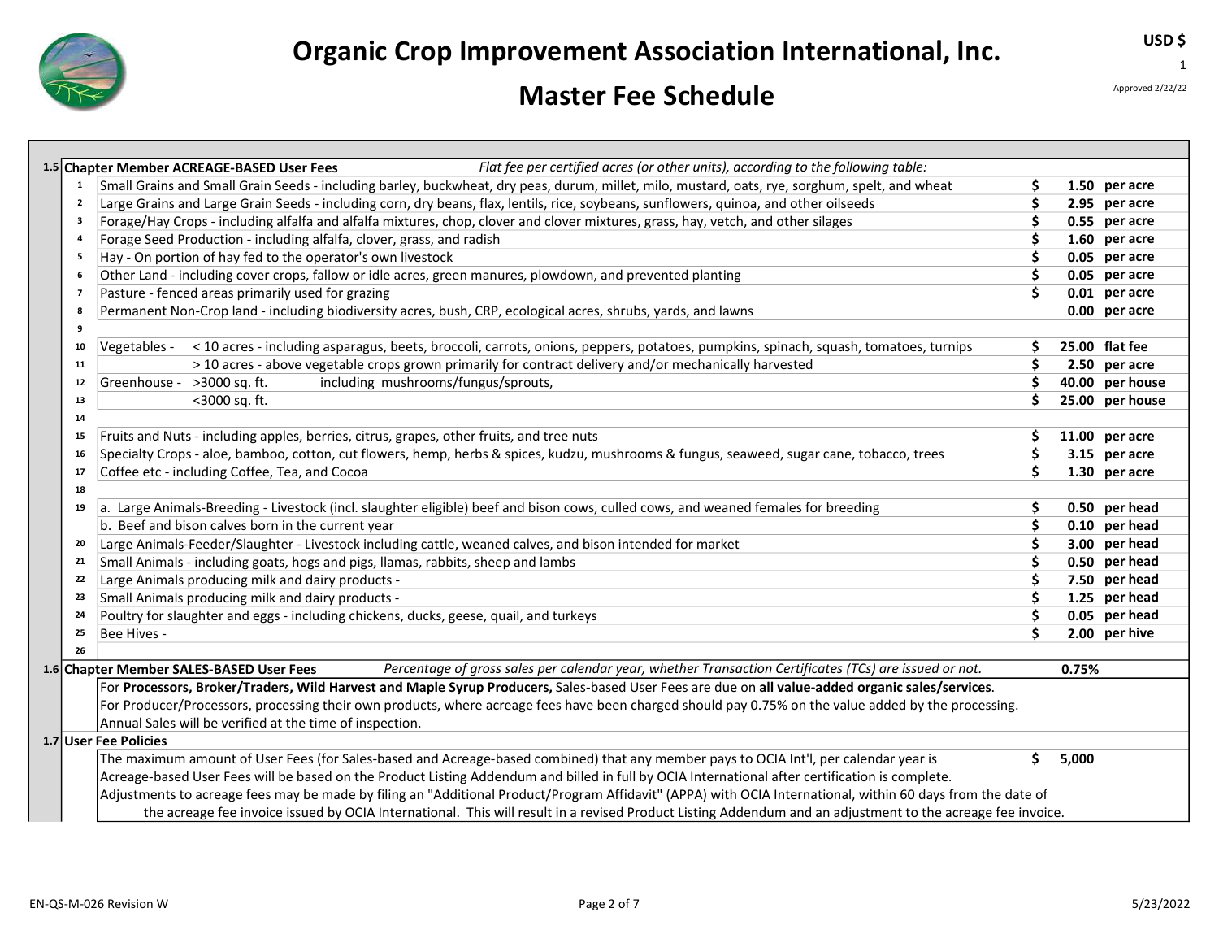# Organic Crop Improvement Association International, Inc.

## Master Fee Schedule

USD $

Approved 2/22/22

| Section | # | Description | | Fee | Unit |
|---|---|---|---|---|---|
| **1.5** | | **Chapter Member ACREAGE-BASED User Fees** *Flat fee per certified acres (or other units), according to the following table:* | | | |
| | 1 | Small Grains and Small Grain Seeds - including barley, buckwheat, dry peas, durum, millet, milo, mustard, oats, rye, sorghum, spelt, and wheat | $ | 1.50 | per acre |
| | 2 | Large Grains and Large Grain Seeds - including corn, dry beans, flax, lentils, rice, soybeans, sunflowers, quinoa, and other oilseeds | $ | 2.95 | per acre |
| | 3 | Forage/Hay Crops - including alfalfa and alfalfa mixtures, chop, clover and clover mixtures, grass, hay, vetch, and other silages | $ | 0.55 | per acre |
| | 4 | Forage Seed Production - including alfalfa, clover, grass, and radish | $ | 1.60 | per acre |
| | 5 | Hay - On portion of hay fed to the operator's own livestock | $ | 0.05 | per acre |
| | 6 | Other Land - including cover crops, fallow or idle acres, green manures, plowdown, and prevented planting | $ | 0.05 | per acre |
| | 7 | Pasture - fenced areas primarily used for grazing | $ | 0.01 | per acre |
| | 8 | Permanent Non-Crop land - including biodiversity acres, bush, CRP, ecological acres, shrubs, yards, and lawns | | 0.00 | per acre |
| | 9 | | | | |
| | 10 | Vegetables - < 10 acres - including asparagus, beets, broccoli, carrots, onions, peppers, potatoes, pumpkins, spinach, squash, tomatoes, turnips | $ | 25.00 | flat fee |
| | 11 | > 10 acres - above vegetable crops grown primarily for contract delivery and/or mechanically harvested | $ | 2.50 | per acre |
| | 12 | Greenhouse - >3000 sq. ft. including mushrooms/fungus/sprouts, | $ | 40.00 | per house |
| | 13 | <3000 sq. ft. | $ | 25.00 | per house |
| | 14 | | | | |
| | 15 | Fruits and Nuts - including apples, berries, citrus, grapes, other fruits, and tree nuts | $ | 11.00 | per acre |
| | 16 | Specialty Crops - aloe, bamboo, cotton, cut flowers, hemp, herbs & spices, kudzu, mushrooms & fungus, seaweed, sugar cane, tobacco, trees | $ | 3.15 | per acre |
| | 17 | Coffee etc - including Coffee, Tea, and Cocoa | $ | 1.30 | per acre |
| | 18 | | | | |
| | 19 | a. Large Animals-Breeding - Livestock (incl. slaughter eligible) beef and bison cows, culled cows, and weaned females for breeding | $ | 0.50 | per head |
| | | b. Beef and bison calves born in the current year | $ | 0.10 | per head |
| | 20 | Large Animals-Feeder/Slaughter - Livestock including cattle, weaned calves, and bison intended for market | $ | 3.00 | per head |
| | 21 | Small Animals - including goats, hogs and pigs, llamas, rabbits, sheep and lambs | $ | 0.50 | per head |
| | 22 | Large Animals producing milk and dairy products - | $ | 7.50 | per head |
| | 23 | Small Animals producing milk and dairy products - | $ | 1.25 | per head |
| | 24 | Poultry for slaughter and eggs - including chickens, ducks, geese, quail, and turkeys | $ | 0.05 | per head |
| | 25 | Bee Hives - | $ | 2.00 | per hive |
| | 26 | | | | |
| **1.6** | | **Chapter Member SALES-BASED User Fees** *Percentage of gross sales per calendar year, whether Transaction Certificates (TCs) are issued or not.* | | 0.75% | |
| | | For **Processors, Broker/Traders, Wild Harvest and Maple Syrup Producers,** Sales-based User Fees are due on **all value-added organic sales/services**. | | | |
| | | For Producer/Processors, processing their own products, where acreage fees have been charged should pay 0.75% on the value added by the processing. | | | |
| | | Annual Sales will be verified at the time of inspection. | | | |
| **1.7** | | **User Fee Policies** | | | |
| | | The maximum amount of User Fees (for Sales-based and Acreage-based combined) that any member pays to OCIA Int'l, per calendar year is | $ | 5,000 | |
| | | Acreage-based User Fees will be based on the Product Listing Addendum and billed in full by OCIA International after certification is complete. | | | |
| | | Adjustments to acreage fees may be made by filing an "Additional Product/Program Affidavit" (APPA) with OCIA International, within 60 days from the date of the acreage fee invoice issued by OCIA International. This will result in a revised Product Listing Addendum and an adjustment to the acreage fee invoice. | | | |

EN-QS-M-026 Revision W

5/23/2022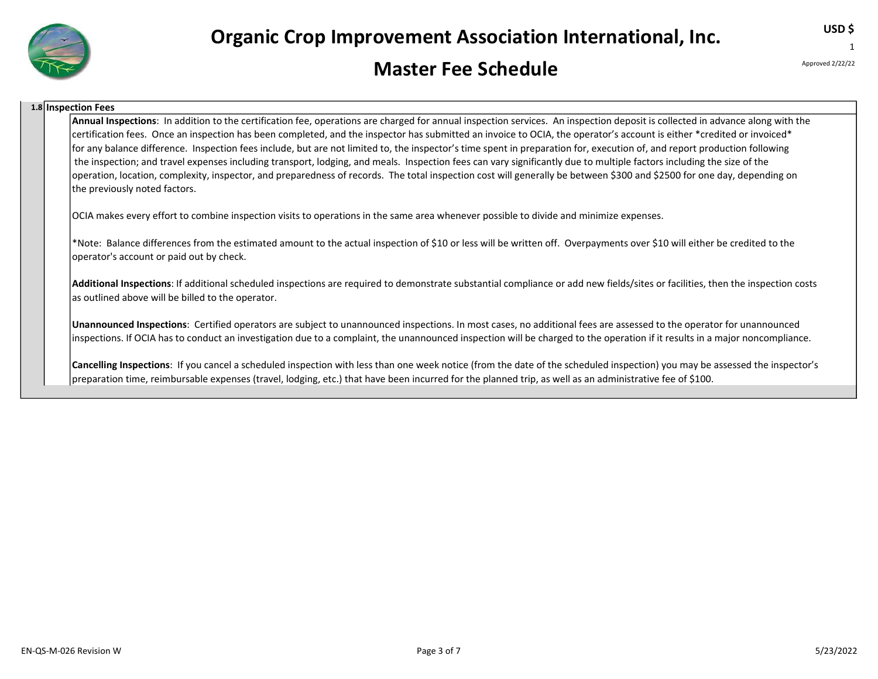## 1.8 Inspection Fees

**Annual Inspections**: In addition to the certification fee, operations are charged for annual inspection services. An inspection deposit is collected in advance along with the certification fees. Once an inspection has been completed, and the inspector has submitted an invoice to OCIA, the operator's account is either *credited or invoiced* for any balance difference. Inspection fees include, but are not limited to, the inspector's time spent in preparation for, execution of, and report production following the inspection; and travel expenses including transport, lodging, and meals. Inspection fees can vary significantly due to multiple factors including the size of the operation, location, complexity, inspector, and preparedness of records. The total inspection cost will generally be between $300 and $2500 for one day, depending on the previously noted factors.

OCIA makes every effort to combine inspection visits to operations in the same area whenever possible to divide and minimize expenses.

*Note: Balance differences from the estimated amount to the actual inspection of $10 or less will be written off. Overpayments over $10 will either be credited to the operator's account or paid out by check.

**Additional Inspections**: If additional scheduled inspections are required to demonstrate substantial compliance or add new fields/sites or facilities, then the inspection costs as outlined above will be billed to the operator.

**Unannounced Inspections**: Certified operators are subject to unannounced inspections. In most cases, no additional fees are assessed to the operator for unannounced inspections. If OCIA has to conduct an investigation due to a complaint, the unannounced inspection will be charged to the operation if it results in a major noncompliance.

**Cancelling Inspections**: If you cancel a scheduled inspection with less than one week notice (from the date of the scheduled inspection) you may be assessed the inspector's preparation time, reimbursable expenses (travel, lodging, etc.) that have been incurred for the planned trip, as well as an administrative fee of $100.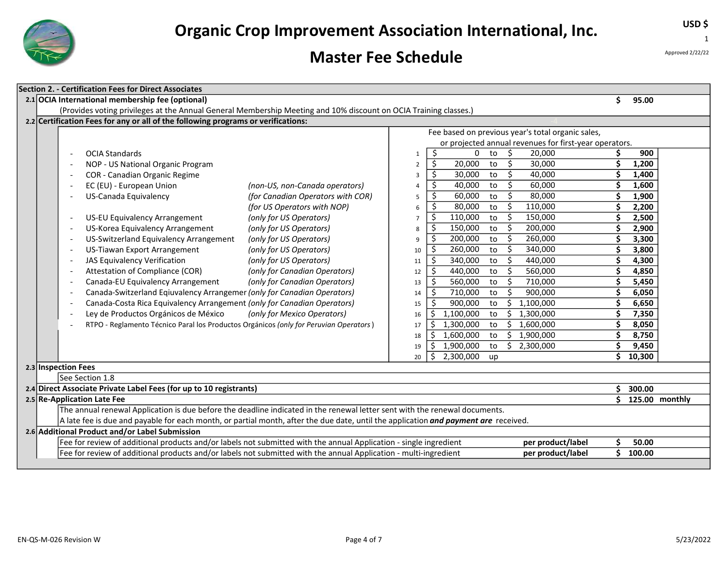# Organic Crop Improvement Association International, Inc.

## Master Fee Schedule

USD $

Approved 2/22/22

### Section 2. - Certification Fees for Direct Associates

**2.1 OCIA International membership fee (optional)** — $ 95.00

(Provides voting privileges at the Annual General Membership Meeting and 10% discount on OCIA Training classes.)

**2.2 Certification Fees for any or all of the following programs or verifications:**

- OCIA Standards
- NOP - US National Organic Program
- COR - Canadian Organic Regime
- EC (EU) - European Union *(non-US, non-Canada operators)*
- US-Canada Equivalency *(for Canadian Operators with COR)* *(for US Operators with NOP)*
- US-EU Equivalency Arrangement *(only for US Operators)*
- US-Korea Equivalency Arrangement *(only for US Operators)*
- US-Switzerland Equivalency Arrangement *(only for US Operators)*
- US-Tiawan Export Arrangement *(only for US Operators)*
- JAS Equivalency Verification *(only for US Operators)*
- Attestation of Compliance (COR) *(only for Canadian Operators)*
- Canada-EU Equivalency Arrangement *(only for Canadian Operators)*
- Canada-Switzerland Eqiuvalency Arrangemer *(only for Canadian Operators)*
- Canada-Costa Rica Equivalency Arrangement *(only for Canadian Operators)*
- Ley de Productos Orgánicos de México *(only for Mexico Operators)*
- RTPO - Reglamento Técnico Paral los Productos Orgánicos *(only for Peruvian Operators)*

Fee based on previous year's total organic sales, or projected annual revenues for first-year operators.

| # | From | | To | Fee |
|---|---|---|---|---|
| 1 | $ 0 | to | $ 20,000 | $ 900 |
| 2 | $ 20,000 | to | $ 30,000 | $ 1,200 |
| 3 | $ 30,000 | to | $ 40,000 | $ 1,400 |
| 4 | $ 40,000 | to | $ 60,000 | $ 1,600 |
| 5 | $ 60,000 | to | $ 80,000 | $ 1,900 |
| 6 | $ 80,000 | to | $ 110,000 | $ 2,200 |
| 7 | $ 110,000 | to | $ 150,000 | $ 2,500 |
| 8 | $ 150,000 | to | $ 200,000 | $ 2,900 |
| 9 | $ 200,000 | to | $ 260,000 | $ 3,300 |
| 10 | $ 260,000 | to | $ 340,000 | $ 3,800 |
| 11 | $ 340,000 | to | $ 440,000 | $ 4,300 |
| 12 | $ 440,000 | to | $ 560,000 | $ 4,850 |
| 13 | $ 560,000 | to | $ 710,000 | $ 5,450 |
| 14 | $ 710,000 | to | $ 900,000 | $ 6,050 |
| 15 | $ 900,000 | to | $ 1,100,000 | $ 6,650 |
| 16 | $ 1,100,000 | to | $ 1,300,000 | $ 7,350 |
| 17 | $ 1,300,000 | to | $ 1,600,000 | $ 8,050 |
| 18 | $ 1,600,000 | to | $ 1,900,000 | $ 8,750 |
| 19 | $ 1,900,000 | to | $ 2,300,000 | $ 9,450 |
| 20 | $ 2,300,000 | up | | $ 10,300 |

**2.3 Inspection Fees**

See Section 1.8

**2.4 Direct Associate Private Label Fees (for up to 10 registrants)** — $ 300.00

**2.5 Re-Application Late Fee** — $ 125.00 monthly

The annual renewal Application is due before the deadline indicated in the renewal letter sent with the renewal documents.
A late fee is due and payable for each month, or partial month, after the due date, until the application ***and payment are*** received.

**2.6 Additional Product and/or Label Submission**

| Description | Unit | Fee |
|---|---|---|
| Fee for review of additional products and/or labels not submitted with the annual Application - single ingredient | **per product/label** | $ 50.00 |
| Fee for review of additional products and/or labels not submitted with the annual Application - multi-ingredient | **per product/label** | $ 100.00 |

EN-QS-M-026 Revision W — 5/23/2022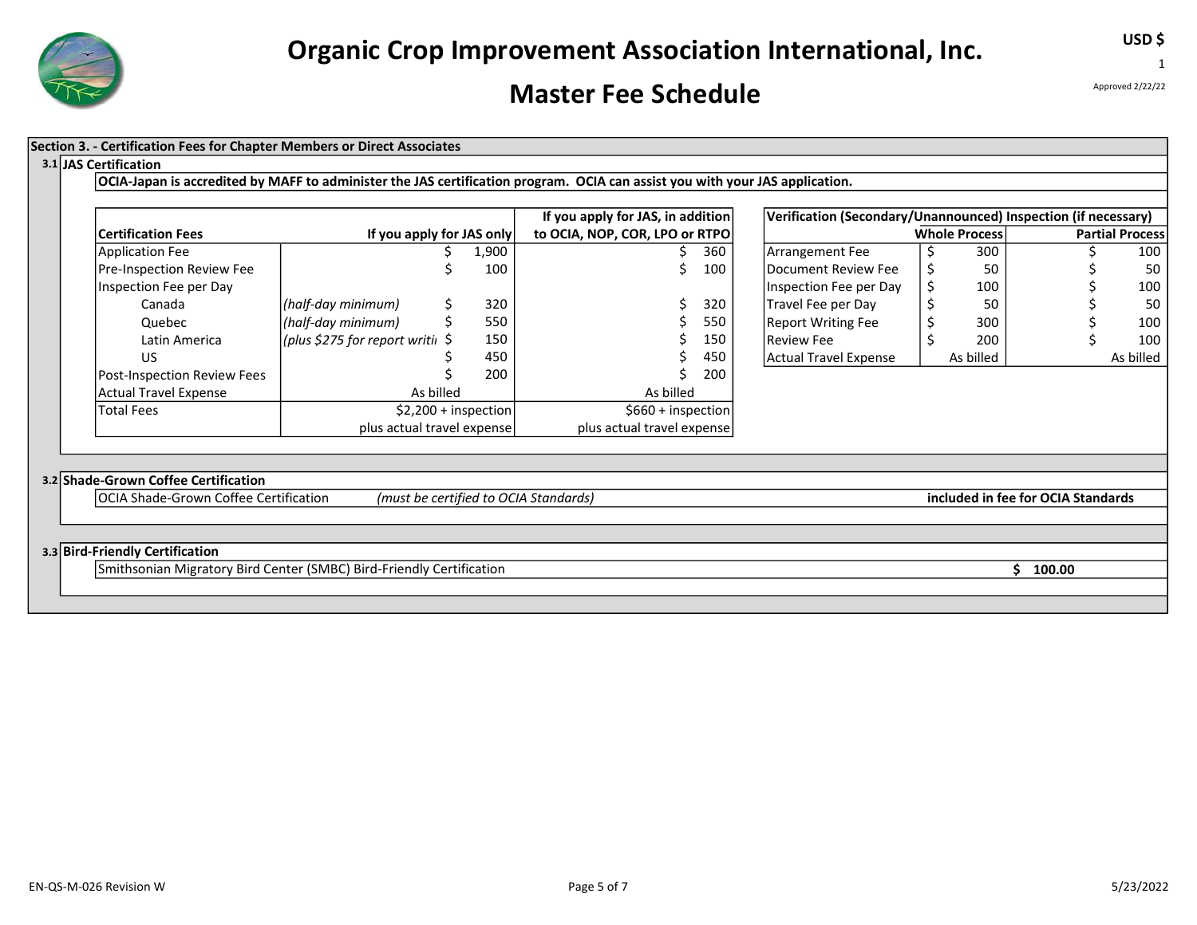# Organic Crop Improvement Association International, Inc.

# Master Fee Schedule

USD $

1

Approved 2/22/22

## Section 3. - Certification Fees for Chapter Members or Direct Associates

### 3.1 JAS Certification

**OCIA-Japan is accredited by MAFF to administer the JAS certification program. OCIA can assist you with your JAS application.**

| Certification Fees | | If you apply for JAS only | If you apply for JAS, in addition to OCIA, NOP, COR, LPO or RTPO |
|---|---|---|---|
| Application Fee | | $ 1,900 | $ 360 |
| Pre-Inspection Review Fee | | $ 100 | $ 100 |
| Inspection Fee per Day | | | |
| Canada | *(half-day minimum)* | $ 320 | $ 320 |
| Quebec | *(half-day minimum)* | $ 550 | $ 550 |
| Latin America | *(plus $275 for report writi* | $ 150 | $ 150 |
| US | | $ 450 | $ 450 |
| Post-Inspection Review Fees | | $ 200 | $ 200 |
| Actual Travel Expense | | As billed | As billed |
| Total Fees | | $2,200 + inspection plus actual travel expense | $660 + inspection plus actual travel expense |

| Verification (Secondary/Unannounced) Inspection (if necessary) | Whole Process | Partial Process |
|---|---|---|
| Arrangement Fee | $ 300 | $ 100 |
| Document Review Fee | $ 50 | $ 50 |
| Inspection Fee per Day | $ 100 | $ 100 |
| Travel Fee per Day | $ 50 | $ 50 |
| Report Writing Fee | $ 300 | $ 100 |
| Review Fee | $ 200 | $ 100 |
| Actual Travel Expense | As billed | As billed |

### 3.2 Shade-Grown Coffee Certification

| OCIA Shade-Grown Coffee Certification | *(must be certified to OCIA Standards)* | **included in fee for OCIA Standards** |
|---|---|---|

### 3.3 Bird-Friendly Certification

| Smithsonian Migratory Bird Center (SMBC) Bird-Friendly Certification | **$ 100.00** |
|---|---|

EN-QS-M-026 Revision W

5/23/2022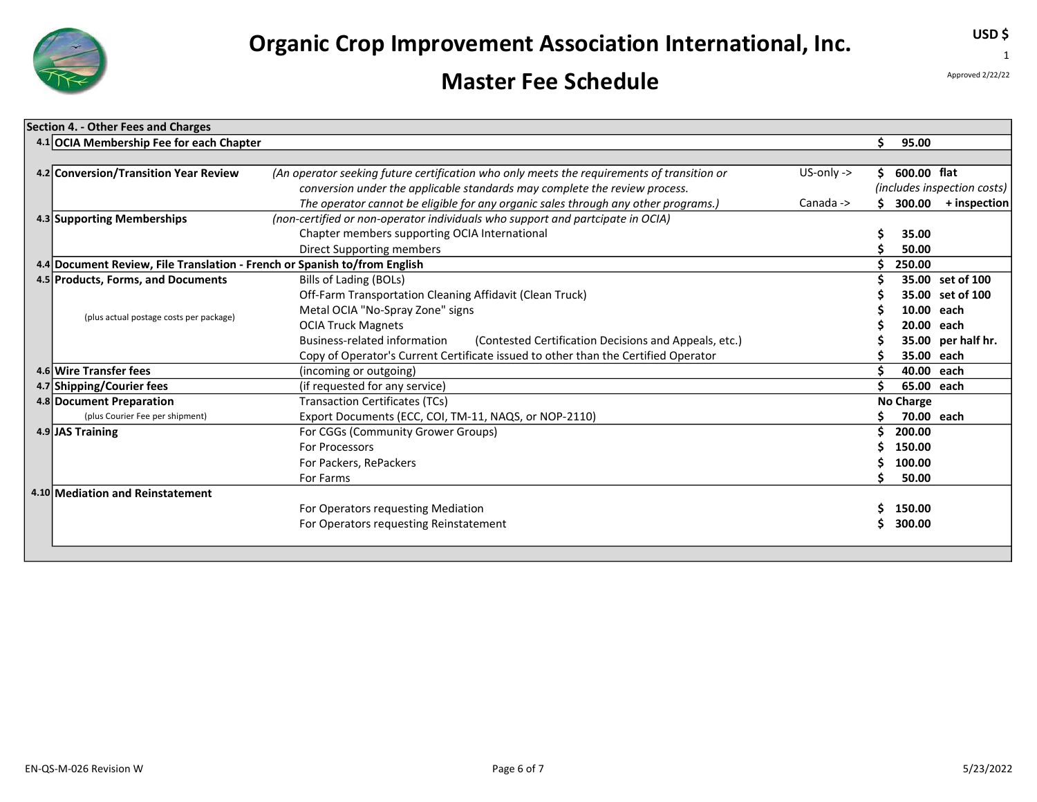# Organic Crop Improvement Association International, Inc.

# Master Fee Schedule

USD $

Approved 2/22/22

| No. | Section 4. - Other Fees and Charges | | | Fee | Unit |
|---|---|---|---|---|---|
| 4.1 | **OCIA Membership Fee for each Chapter** | | | $ 95.00 | |
| 4.2 | **Conversion/Transition Year Review** | *(An operator seeking future certification who only meets the requirements of transition or conversion under the applicable standards may complete the review process. The operator cannot be eligible for any organic sales through any other programs.)* | US-only -> | $ 600.00 | flat *(includes inspection costs)* |
| | | | Canada -> | $ 300.00 | + inspection |
| 4.3 | **Supporting Memberships** | *(non-certified or non-operator individuals who support and partcipate in OCIA)* | | | |
| | | Chapter members supporting OCIA International | | $ 35.00 | |
| | | Direct Supporting members | | $ 50.00 | |
| 4.4 | **Document Review, File Translation - French or Spanish to/from English** | | | $ 250.00 | |
| 4.5 | **Products, Forms, and Documents** (plus actual postage costs per package) | Bills of Lading (BOLs) | | $ 35.00 | set of 100 |
| | | Off-Farm Transportation Cleaning Affidavit (Clean Truck) | | $ 35.00 | set of 100 |
| | | Metal OCIA "No-Spray Zone" signs | | $ 10.00 | each |
| | | OCIA Truck Magnets | | $ 20.00 | each |
| | | Business-related information (Contested Certification Decisions and Appeals, etc.) | | $ 35.00 | per half hr. |
| | | Copy of Operator's Current Certificate issued to other than the Certified Operator | | $ 35.00 | each |
| 4.6 | **Wire Transfer fees** | (incoming or outgoing) | | $ 40.00 | each |
| 4.7 | **Shipping/Courier fees** | (if requested for any service) | | $ 65.00 | each |
| 4.8 | **Document Preparation** (plus Courier Fee per shipment) | Transaction Certificates (TCs) | | No Charge | |
| | | Export Documents (ECC, COI, TM-11, NAQS, or NOP-2110) | | $ 70.00 | each |
| 4.9 | **JAS Training** | For CGGs (Community Grower Groups) | | $ 200.00 | |
| | | For Processors | | $ 150.00 | |
| | | For Packers, RePackers | | $ 100.00 | |
| | | For Farms | | $ 50.00 | |
| 4.10 | **Mediation and Reinstatement** | | | | |
| | | For Operators requesting Mediation | | $ 150.00 | |
| | | For Operators requesting Reinstatement | | $ 300.00 | |

EN-QS-M-026 Revision W

5/23/2022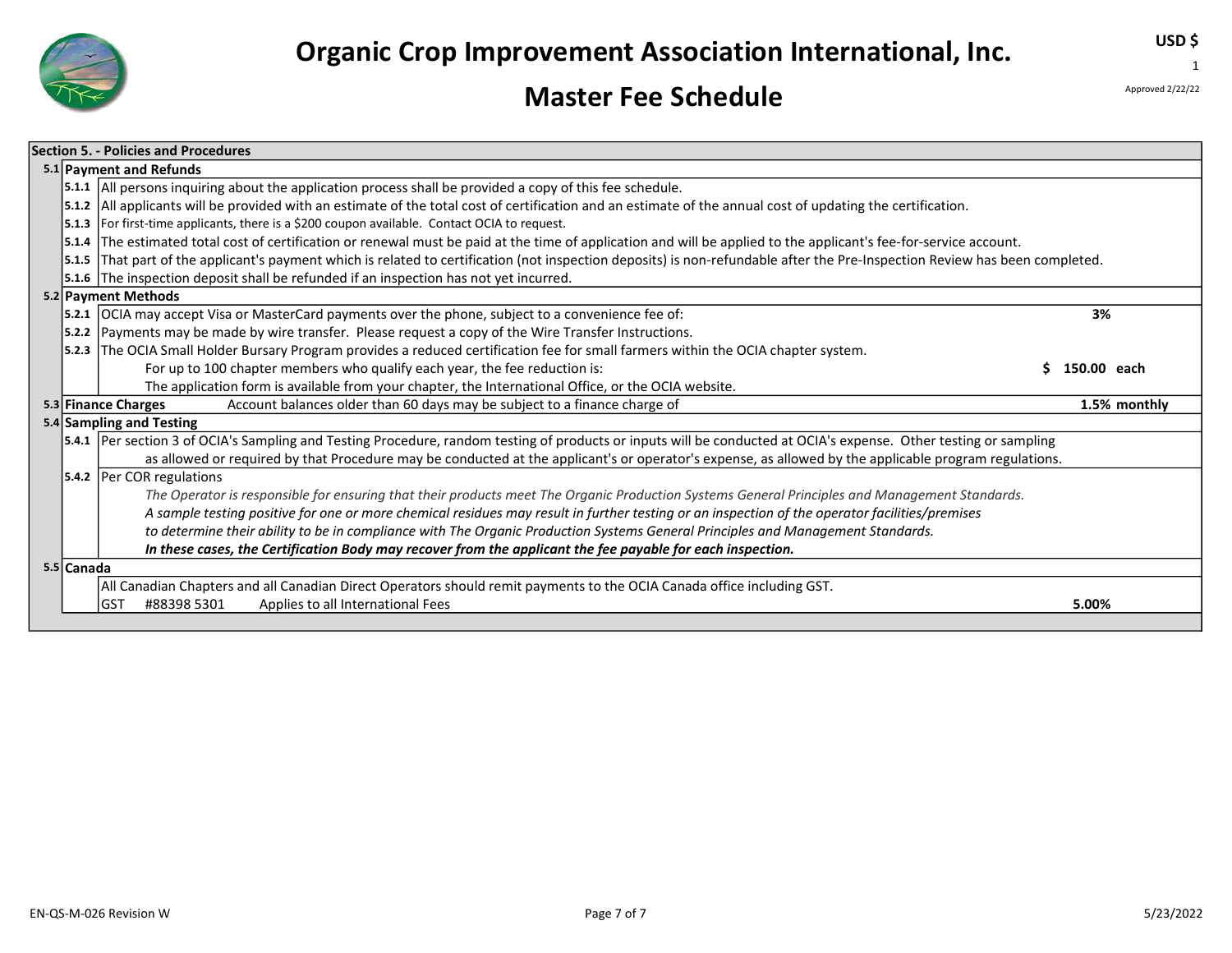# Organic Crop Improvement Association International, Inc.

# Master Fee Schedule

USD $

Approved 2/22/22

## Section 5. - Policies and Procedures

### 5.1 Payment and Refunds

**5.1.1** All persons inquiring about the application process shall be provided a copy of this fee schedule.

**5.1.2** All applicants will be provided with an estimate of the total cost of certification and an estimate of the annual cost of updating the certification.

**5.1.3** For first-time applicants, there is a $200 coupon available. Contact OCIA to request.

**5.1.4** The estimated total cost of certification or renewal must be paid at the time of application and will be applied to the applicant's fee-for-service account.

**5.1.5** That part of the applicant's payment which is related to certification (not inspection deposits) is non-refundable after the Pre-Inspection Review has been completed.

**5.1.6** The inspection deposit shall be refunded if an inspection has not yet incurred.

### 5.2 Payment Methods

**5.2.1** OCIA may accept Visa or MasterCard payments over the phone, subject to a convenience fee of: **3%**

**5.2.2** Payments may be made by wire transfer. Please request a copy of the Wire Transfer Instructions.

**5.2.3** The OCIA Small Holder Bursary Program provides a reduced certification fee for small farmers within the OCIA chapter system.

For up to 100 chapter members who qualify each year, the fee reduction is: **$ 150.00 each**

The application form is available from your chapter, the International Office, or the OCIA website.

### 5.3 Finance Charges

Account balances older than 60 days may be subject to a finance charge of **1.5% monthly**

### 5.4 Sampling and Testing

**5.4.1** Per section 3 of OCIA's Sampling and Testing Procedure, random testing of products or inputs will be conducted at OCIA's expense. Other testing or sampling as allowed or required by that Procedure may be conducted at the applicant's or operator's expense, as allowed by the applicable program regulations.

**5.4.2** Per COR regulations

*The Operator is responsible for ensuring that their products meet The Organic Production Systems General Principles and Management Standards.*

*A sample testing positive for one or more chemical residues may result in further testing or an inspection of the operator facilities/premises to determine their ability to be in compliance with The Organic Production Systems General Principles and Management Standards.*

***In these cases, the Certification Body may recover from the applicant the fee payable for each inspection.***

### 5.5 Canada

All Canadian Chapters and all Canadian Direct Operators should remit payments to the OCIA Canada office including GST.

GST #88398 5301 Applies to all International Fees **5.00%**

EN-QS-M-026 Revision W

5/23/2022